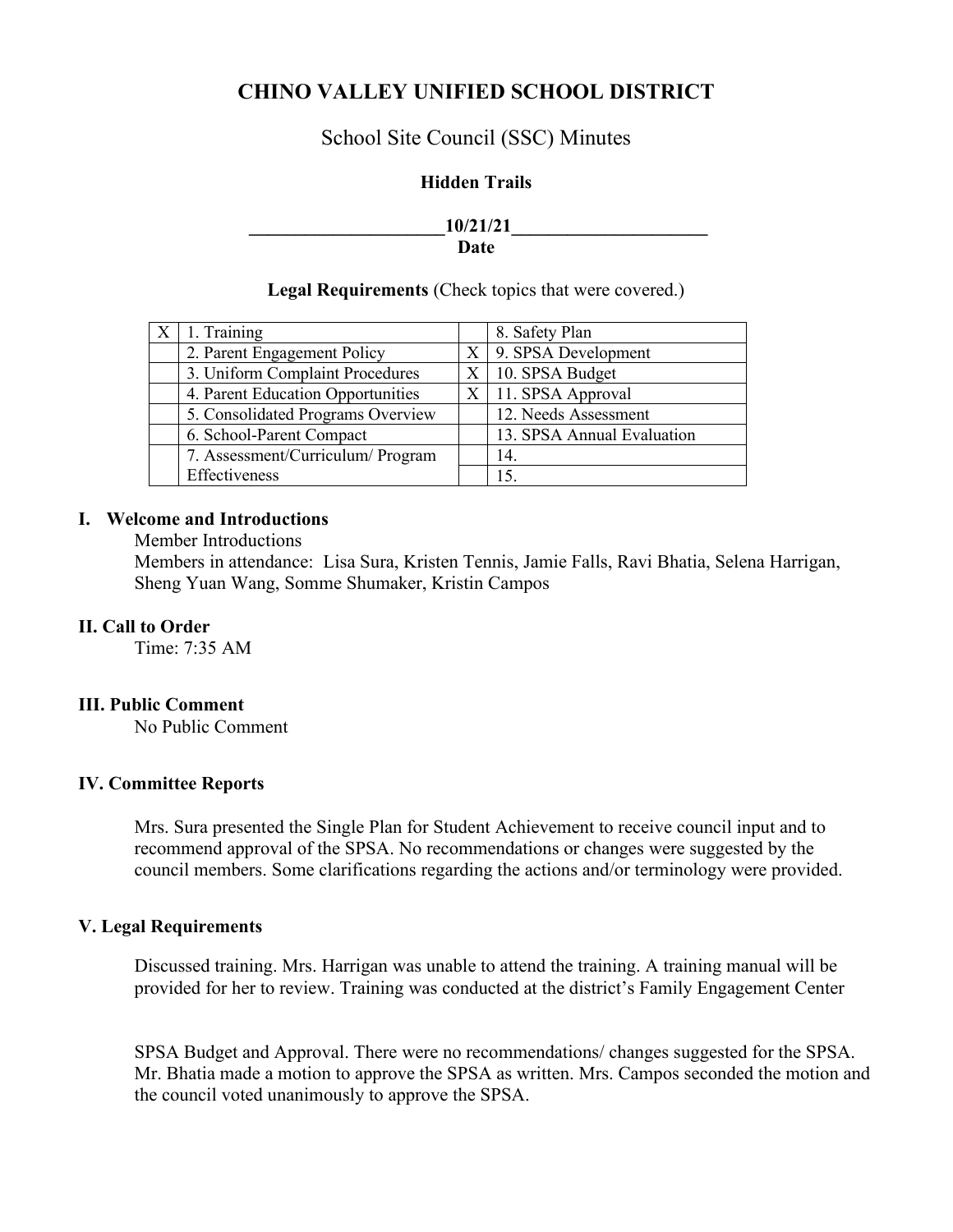# CHINO VALLEY UNIFIED SCHOOL DISTRICT

## School Site Council (SSC) Minutes

### Hidden Trails

**_____________________10/21/21_____________________**
**Date**

**Legal Requirements** (Check topics that were covered.)

| | | | |
|---|---|---|---|
| X | 1. Training | | 8. Safety Plan |
| | 2. Parent Engagement Policy | X | 9. SPSA Development |
| | 3. Uniform Complaint Procedures | X | 10. SPSA Budget |
| | 4. Parent Education Opportunities | X | 11. SPSA Approval |
| | 5. Consolidated Programs Overview | | 12. Needs Assessment |
| | 6. School-Parent Compact | | 13. SPSA Annual Evaluation |
| | 7. Assessment/Curriculum/ Program Effectiveness | | 14. |
| | | | 15. |

### I. Welcome and Introductions

Member Introductions

Members in attendance: Lisa Sura, Kristen Tennis, Jamie Falls, Ravi Bhatia, Selena Harrigan, Sheng Yuan Wang, Somme Shumaker, Kristin Campos

### II. Call to Order

Time: 7:35 AM

### III. Public Comment

No Public Comment

### IV. Committee Reports

Mrs. Sura presented the Single Plan for Student Achievement to receive council input and to recommend approval of the SPSA. No recommendations or changes were suggested by the council members. Some clarifications regarding the actions and/or terminology were provided.

### V. Legal Requirements

Discussed training. Mrs. Harrigan was unable to attend the training. A training manual will be provided for her to review. Training was conducted at the district's Family Engagement Center

SPSA Budget and Approval. There were no recommendations/ changes suggested for the SPSA. Mr. Bhatia made a motion to approve the SPSA as written. Mrs. Campos seconded the motion and the council voted unanimously to approve the SPSA.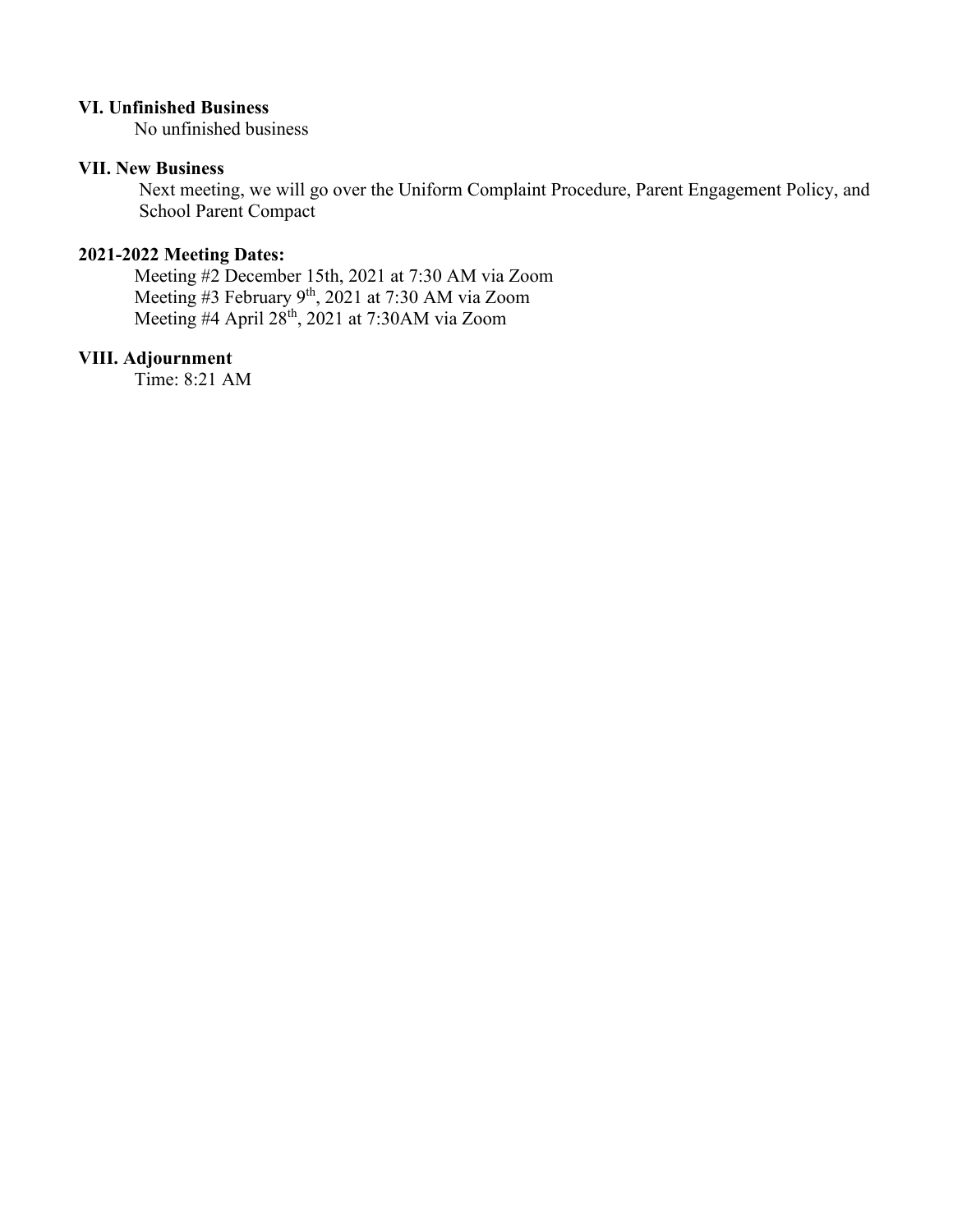### VI. Unfinished Business

No unfinished business

### VII. New Business

Next meeting, we will go over the Uniform Complaint Procedure, Parent Engagement Policy, and School Parent Compact

### 2021-2022 Meeting Dates:

Meeting #2 December 15th, 2021 at 7:30 AM via Zoom
Meeting #3 February 9th, 2021 at 7:30 AM via Zoom
Meeting #4 April 28th, 2021 at 7:30AM via Zoom

### VIII. Adjournment

Time: 8:21 AM